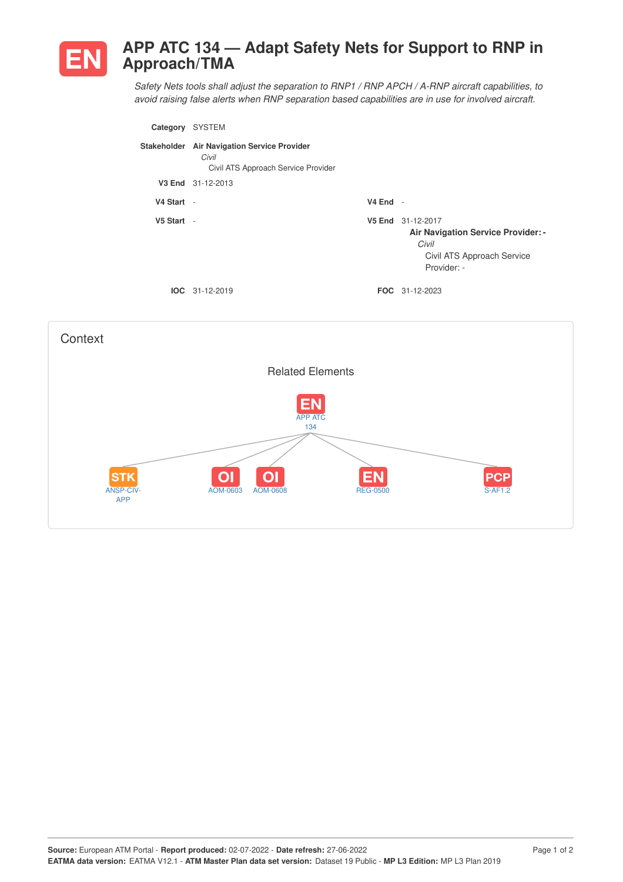# EN APP ATC 134 — Adapt Safety Nets for Support to RNP in Approach/TMA

*Safety Nets tools shall adjust the separation to RNP1 / RNP APCH / A-RNP aircraft capabilities, to avoid raising false alerts when RNP separation based capabilities are in use for involved aircraft.*

**Category** SYSTEM

**Stakeholder** **Air Navigation Service Provider**
*Civil*
Civil ATS Approach Service Provider

**V3 End** 31-12-2013

**V4 Start** - **V4 End** -

**V5 Start** - **V5 End** 31-12-2017
**Air Navigation Service Provider: -**
*Civil*
Civil ATS Approach Service Provider: -

**IOC** 31-12-2019 **FOC** 31-12-2023

## Context

### Related Elements

- EN APP ATC 134
  - STK ANSP-CIV-APP
  - OI AOM-0603
  - OI AOM-0608
  - EN REG-0500
  - PCP S-AF1.2

**Source:** European ATM Portal - **Report produced:** 02-07-2022 - **Date refresh:** 27-06-2022
**EATMA data version:** EATMA V12.1 - **ATM Master Plan data set version:** Dataset 19 Public - **MP L3 Edition:** MP L3 Plan 2019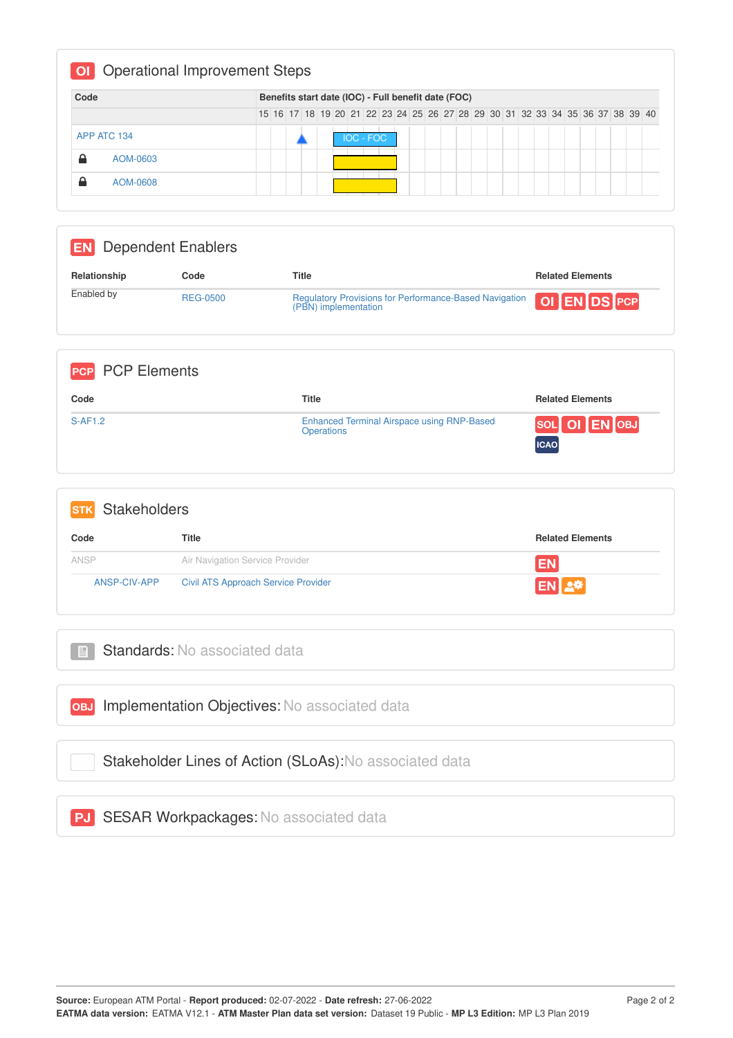## OI Operational Improvement Steps

| Code | Benefits start date (IOC) - Full benefit date (FOC) |
|---|---|
| | 15 16 17 18 19 20 21 22 23 24 25 26 27 28 29 30 31 32 33 34 35 36 37 38 39 40 |
| APP ATC 134 | IOC - FOC |
| AOM-0603 | |
| AOM-0608 | |

## EN Dependent Enablers

| Relationship | Code | Title | Related Elements |
|---|---|---|---|
| Enabled by | REG-0500 | Regulatory Provisions for Performance-Based Navigation (PBN) implementation | OI EN DS PCP |

## PCP PCP Elements

| Code | Title | Related Elements |
|---|---|---|
| S-AF1.2 | Enhanced Terminal Airspace using RNP-Based Operations | SOL OI EN OBJ ICAO |

## STK Stakeholders

| Code | Title | Related Elements |
|---|---|---|
| ANSP | Air Navigation Service Provider | EN |
| ANSP-CIV-APP | Civil ATS Approach Service Provider | EN |

## Standards: No associated data

## OBJ Implementation Objectives: No associated data

## Stakeholder Lines of Action (SLoAs):No associated data

## PJ SESAR Workpackages: No associated data

**Source:** European ATM Portal - **Report produced:** 02-07-2022 - **Date refresh:** 27-06-2022
**EATMA data version:** EATMA V12.1 - **ATM Master Plan data set version:** Dataset 19 Public - **MP L3 Edition:** MP L3 Plan 2019